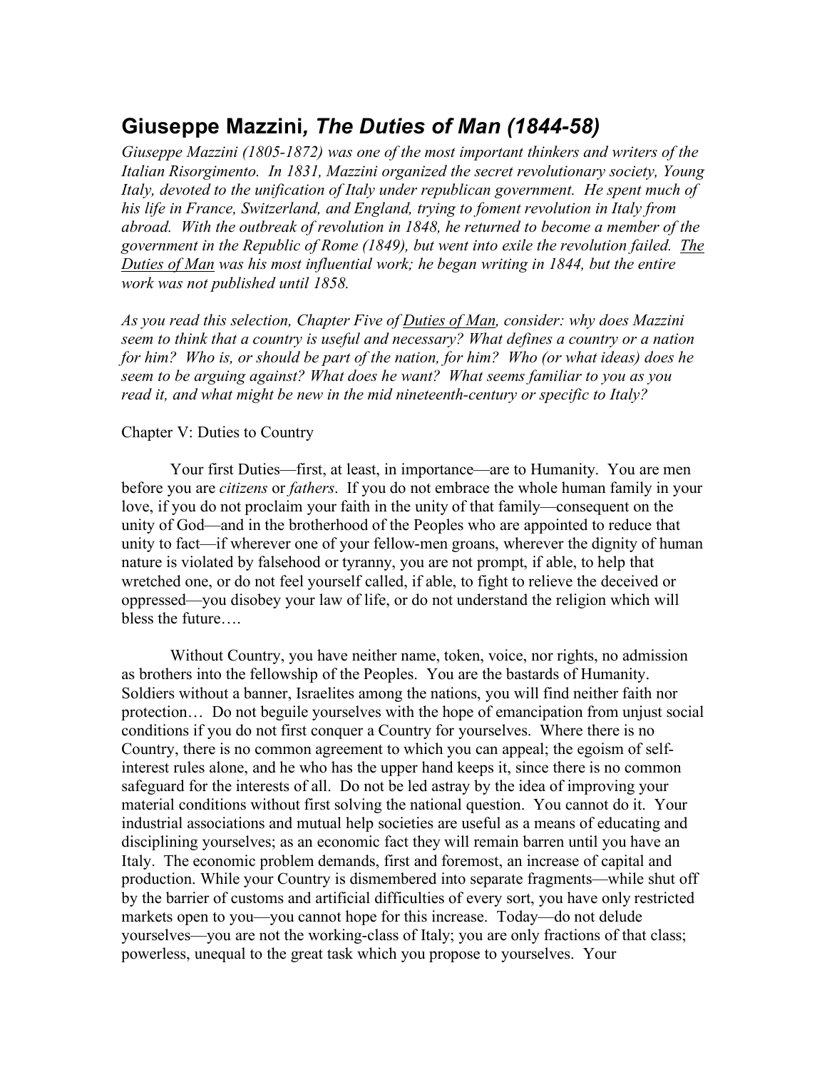# Giuseppe Mazzini, *The Duties of Man (1844-58)*

*Giuseppe Mazzini (1805-1872) was one of the most important thinkers and writers of the Italian Risorgimento. In 1831, Mazzini organized the secret revolutionary society, Young Italy, devoted to the unification of Italy under republican government. He spent much of his life in France, Switzerland, and England, trying to foment revolution in Italy from abroad. With the outbreak of revolution in 1848, he returned to become a member of the government in the Republic of Rome (1849), but went into exile the revolution failed. <u>The Duties of Man</u> was his most influential work; he began writing in 1844, but the entire work was not published until 1858.*

*As you read this selection, Chapter Five of <u>Duties of Man</u>, consider: why does Mazzini seem to think that a country is useful and necessary? What defines a country or a nation for him? Who is, or should be part of the nation, for him? Who (or what ideas) does he seem to be arguing against? What does he want? What seems familiar to you as you read it, and what might be new in the mid nineteenth-century or specific to Italy?*

Chapter V: Duties to Country

Your first Duties—first, at least, in importance—are to Humanity. You are men before you are *citizens* or *fathers*. If you do not embrace the whole human family in your love, if you do not proclaim your faith in the unity of that family—consequent on the unity of God—and in the brotherhood of the Peoples who are appointed to reduce that unity to fact—if wherever one of your fellow-men groans, wherever the dignity of human nature is violated by falsehood or tyranny, you are not prompt, if able, to help that wretched one, or do not feel yourself called, if able, to fight to relieve the deceived or oppressed—you disobey your law of life, or do not understand the religion which will bless the future….

Without Country, you have neither name, token, voice, nor rights, no admission as brothers into the fellowship of the Peoples. You are the bastards of Humanity. Soldiers without a banner, Israelites among the nations, you will find neither faith nor protection… Do not beguile yourselves with the hope of emancipation from unjust social conditions if you do not first conquer a Country for yourselves. Where there is no Country, there is no common agreement to which you can appeal; the egoism of self-interest rules alone, and he who has the upper hand keeps it, since there is no common safeguard for the interests of all. Do not be led astray by the idea of improving your material conditions without first solving the national question. You cannot do it. Your industrial associations and mutual help societies are useful as a means of educating and disciplining yourselves; as an economic fact they will remain barren until you have an Italy. The economic problem demands, first and foremost, an increase of capital and production. While your Country is dismembered into separate fragments—while shut off by the barrier of customs and artificial difficulties of every sort, you have only restricted markets open to you—you cannot hope for this increase. Today—do not delude yourselves—you are not the working-class of Italy; you are only fractions of that class; powerless, unequal to the great task which you propose to yourselves. Your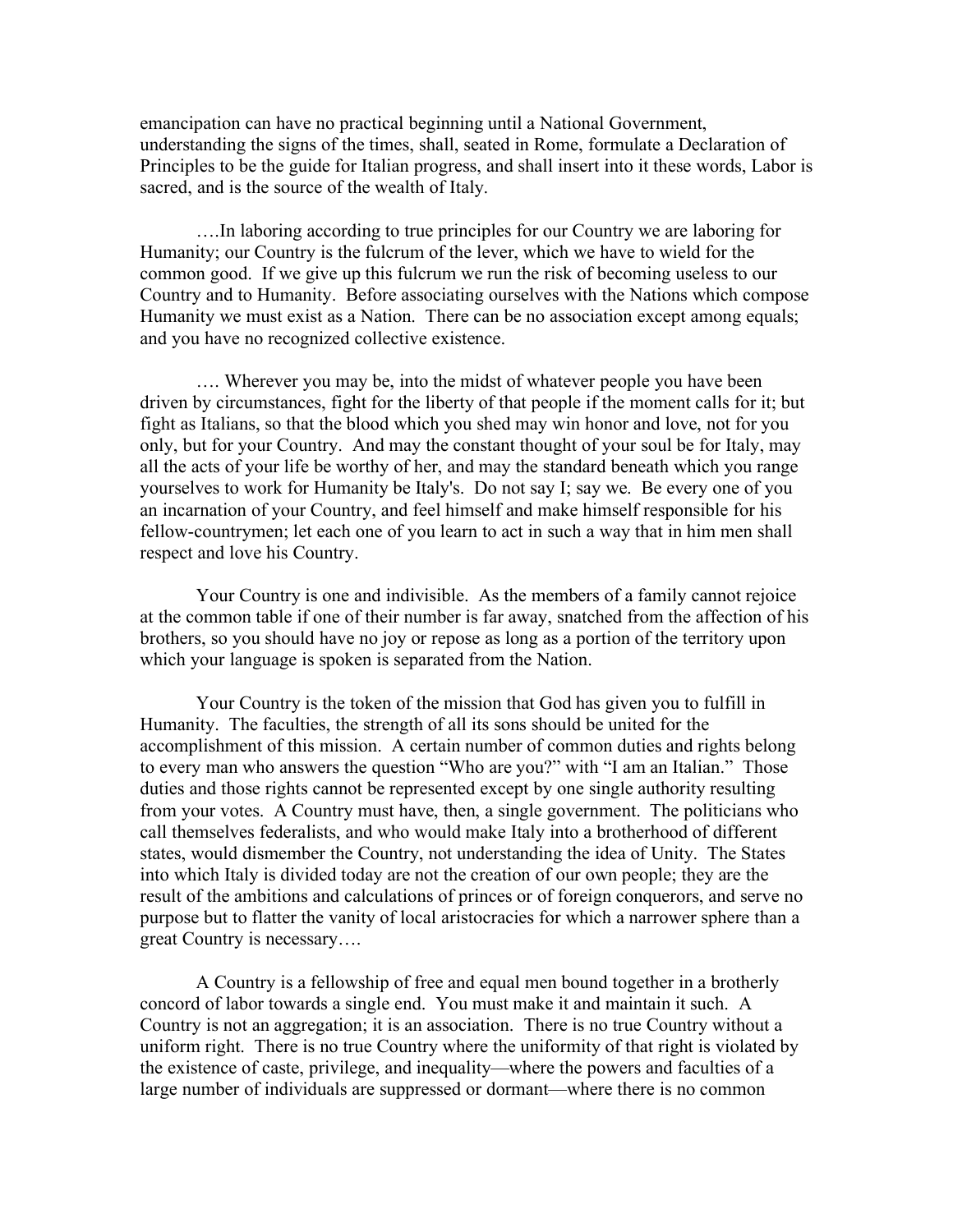emancipation can have no practical beginning until a National Government, understanding the signs of the times, shall, seated in Rome, formulate a Declaration of Principles to be the guide for Italian progress, and shall insert into it these words, Labor is sacred, and is the source of the wealth of Italy.

….In laboring according to true principles for our Country we are laboring for Humanity; our Country is the fulcrum of the lever, which we have to wield for the common good. If we give up this fulcrum we run the risk of becoming useless to our Country and to Humanity. Before associating ourselves with the Nations which compose Humanity we must exist as a Nation. There can be no association except among equals; and you have no recognized collective existence.

…. Wherever you may be, into the midst of whatever people you have been driven by circumstances, fight for the liberty of that people if the moment calls for it; but fight as Italians, so that the blood which you shed may win honor and love, not for you only, but for your Country. And may the constant thought of your soul be for Italy, may all the acts of your life be worthy of her, and may the standard beneath which you range yourselves to work for Humanity be Italy's. Do not say I; say we. Be every one of you an incarnation of your Country, and feel himself and make himself responsible for his fellow-countrymen; let each one of you learn to act in such a way that in him men shall respect and love his Country.

Your Country is one and indivisible. As the members of a family cannot rejoice at the common table if one of their number is far away, snatched from the affection of his brothers, so you should have no joy or repose as long as a portion of the territory upon which your language is spoken is separated from the Nation.

Your Country is the token of the mission that God has given you to fulfill in Humanity. The faculties, the strength of all its sons should be united for the accomplishment of this mission. A certain number of common duties and rights belong to every man who answers the question "Who are you?" with "I am an Italian." Those duties and those rights cannot be represented except by one single authority resulting from your votes. A Country must have, then, a single government. The politicians who call themselves federalists, and who would make Italy into a brotherhood of different states, would dismember the Country, not understanding the idea of Unity. The States into which Italy is divided today are not the creation of our own people; they are the result of the ambitions and calculations of princes or of foreign conquerors, and serve no purpose but to flatter the vanity of local aristocracies for which a narrower sphere than a great Country is necessary….

A Country is a fellowship of free and equal men bound together in a brotherly concord of labor towards a single end. You must make it and maintain it such. A Country is not an aggregation; it is an association. There is no true Country without a uniform right. There is no true Country where the uniformity of that right is violated by the existence of caste, privilege, and inequality—where the powers and faculties of a large number of individuals are suppressed or dormant—where there is no common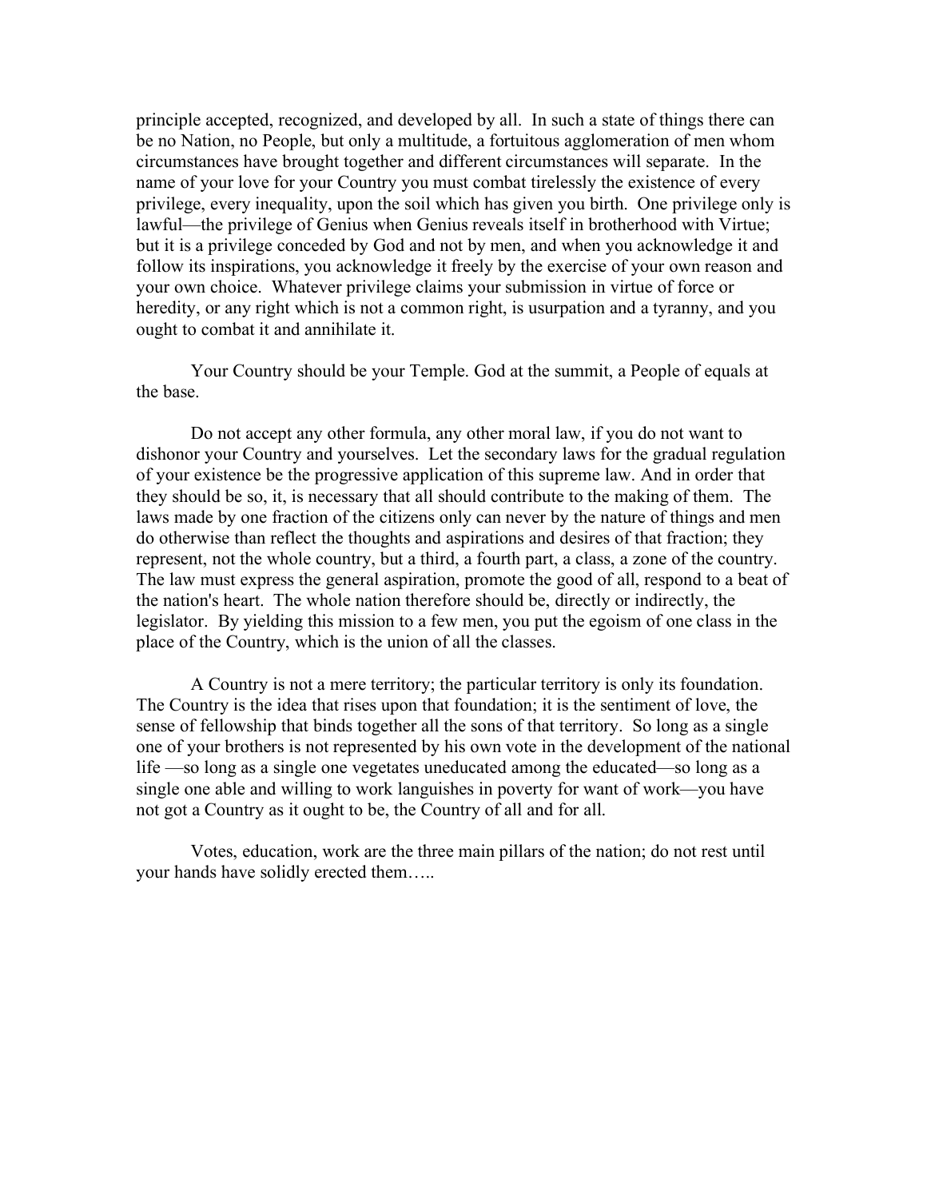principle accepted, recognized, and developed by all. In such a state of things there can be no Nation, no People, but only a multitude, a fortuitous agglomeration of men whom circumstances have brought together and different circumstances will separate. In the name of your love for your Country you must combat tirelessly the existence of every privilege, every inequality, upon the soil which has given you birth. One privilege only is lawful—the privilege of Genius when Genius reveals itself in brotherhood with Virtue; but it is a privilege conceded by God and not by men, and when you acknowledge it and follow its inspirations, you acknowledge it freely by the exercise of your own reason and your own choice. Whatever privilege claims your submission in virtue of force or heredity, or any right which is not a common right, is usurpation and a tyranny, and you ought to combat it and annihilate it.

Your Country should be your Temple. God at the summit, a People of equals at the base.

Do not accept any other formula, any other moral law, if you do not want to dishonor your Country and yourselves. Let the secondary laws for the gradual regulation of your existence be the progressive application of this supreme law. And in order that they should be so, it, is necessary that all should contribute to the making of them. The laws made by one fraction of the citizens only can never by the nature of things and men do otherwise than reflect the thoughts and aspirations and desires of that fraction; they represent, not the whole country, but a third, a fourth part, a class, a zone of the country. The law must express the general aspiration, promote the good of all, respond to a beat of the nation's heart. The whole nation therefore should be, directly or indirectly, the legislator. By yielding this mission to a few men, you put the egoism of one class in the place of the Country, which is the union of all the classes.

A Country is not a mere territory; the particular territory is only its foundation. The Country is the idea that rises upon that foundation; it is the sentiment of love, the sense of fellowship that binds together all the sons of that territory. So long as a single one of your brothers is not represented by his own vote in the development of the national life —so long as a single one vegetates uneducated among the educated—so long as a single one able and willing to work languishes in poverty for want of work—you have not got a Country as it ought to be, the Country of all and for all.

Votes, education, work are the three main pillars of the nation; do not rest until your hands have solidly erected them…..